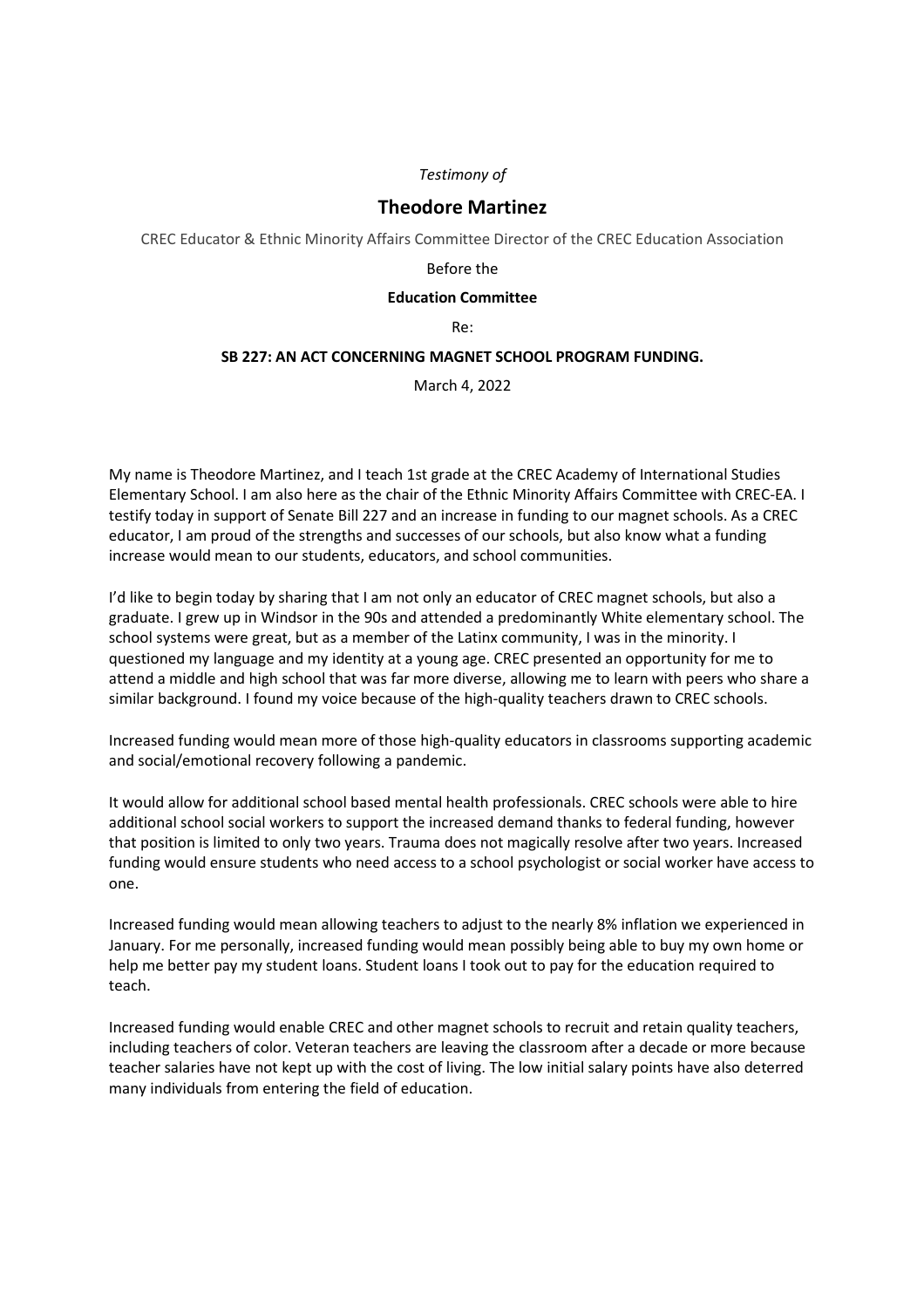*Testimony of*

## Theodore Martinez

CREC Educator & Ethnic Minority Affairs Committee Director of the CREC Education Association

Before the

**Education Committee**

Re:

**SB 227: AN ACT CONCERNING MAGNET SCHOOL PROGRAM FUNDING.**

March 4, 2022

My name is Theodore Martinez, and I teach 1st grade at the CREC Academy of International Studies Elementary School. I am also here as the chair of the Ethnic Minority Affairs Committee with CREC-EA. I testify today in support of Senate Bill 227 and an increase in funding to our magnet schools. As a CREC educator, I am proud of the strengths and successes of our schools, but also know what a funding increase would mean to our students, educators, and school communities.

I'd like to begin today by sharing that I am not only an educator of CREC magnet schools, but also a graduate. I grew up in Windsor in the 90s and attended a predominantly White elementary school. The school systems were great, but as a member of the Latinx community, I was in the minority. I questioned my language and my identity at a young age. CREC presented an opportunity for me to attend a middle and high school that was far more diverse, allowing me to learn with peers who share a similar background. I found my voice because of the high-quality teachers drawn to CREC schools.

Increased funding would mean more of those high-quality educators in classrooms supporting academic and social/emotional recovery following a pandemic.

It would allow for additional school based mental health professionals. CREC schools were able to hire additional school social workers to support the increased demand thanks to federal funding, however that position is limited to only two years. Trauma does not magically resolve after two years. Increased funding would ensure students who need access to a school psychologist or social worker have access to one.

Increased funding would mean allowing teachers to adjust to the nearly 8% inflation we experienced in January. For me personally, increased funding would mean possibly being able to buy my own home or help me better pay my student loans. Student loans I took out to pay for the education required to teach.

Increased funding would enable CREC and other magnet schools to recruit and retain quality teachers, including teachers of color. Veteran teachers are leaving the classroom after a decade or more because teacher salaries have not kept up with the cost of living. The low initial salary points have also deterred many individuals from entering the field of education.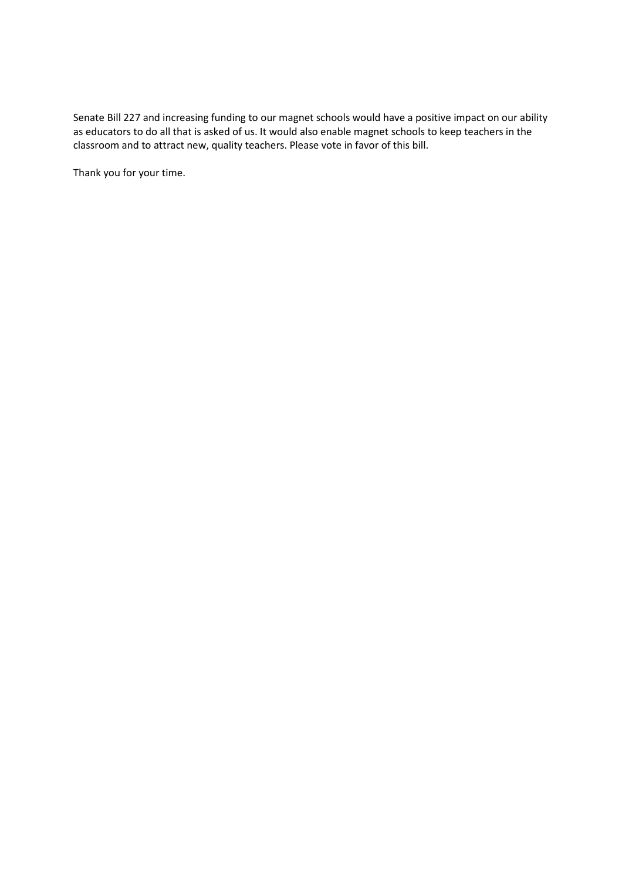Senate Bill 227 and increasing funding to our magnet schools would have a positive impact on our ability as educators to do all that is asked of us. It would also enable magnet schools to keep teachers in the classroom and to attract new, quality teachers. Please vote in favor of this bill.

Thank you for your time.